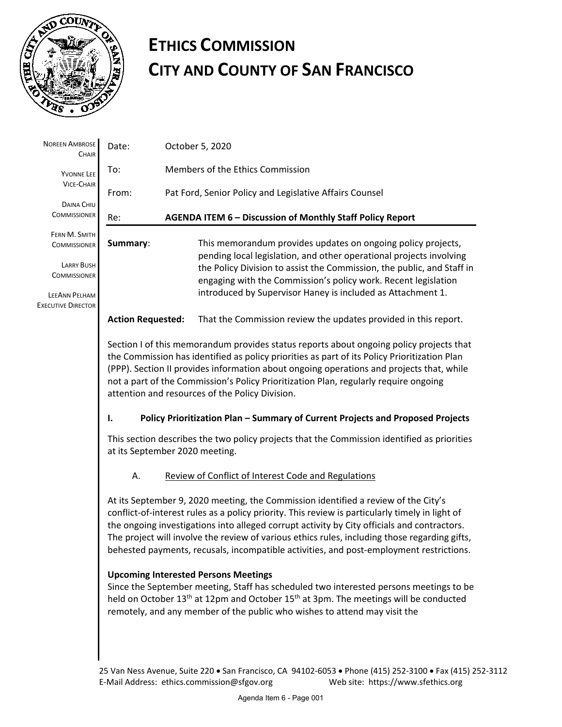# ETHICS COMMISSION
# CITY AND COUNTY OF SAN FRANCISCO

NOREEN AMBROSE
CHAIR

YVONNE LEE
VICE-CHAIR

DAINA CHIU
COMMISSIONER

FERN M. SMITH
COMMISSIONER

LARRY BUSH
COMMISSIONER

LEEANN PELHAM
EXECUTIVE DIRECTOR

Date: October 5, 2020

To: Members of the Ethics Commission

From: Pat Ford, Senior Policy and Legislative Affairs Counsel

Re: **AGENDA ITEM 6 – Discussion of Monthly Staff Policy Report**

**Summary**: This memorandum provides updates on ongoing policy projects, pending local legislation, and other operational projects involving the Policy Division to assist the Commission, the public, and Staff in engaging with the Commission's policy work. Recent legislation introduced by Supervisor Haney is included as Attachment 1.

**Action Requested:** That the Commission review the updates provided in this report.

Section I of this memorandum provides status reports about ongoing policy projects that the Commission has identified as policy priorities as part of its Policy Prioritization Plan (PPP). Section II provides information about ongoing operations and projects that, while not a part of the Commission's Policy Prioritization Plan, regularly require ongoing attention and resources of the Policy Division.

## I. Policy Prioritization Plan – Summary of Current Projects and Proposed Projects

This section describes the two policy projects that the Commission identified as priorities at its September 2020 meeting.

### A. Review of Conflict of Interest Code and Regulations

At its September 9, 2020 meeting, the Commission identified a review of the City's conflict-of-interest rules as a policy priority. This review is particularly timely in light of the ongoing investigations into alleged corrupt activity by City officials and contractors. The project will involve the review of various ethics rules, including those regarding gifts, behested payments, recusals, incompatible activities, and post-employment restrictions.

**Upcoming Interested Persons Meetings**

Since the September meeting, Staff has scheduled two interested persons meetings to be held on October 13th at 12pm and October 15th at 3pm. The meetings will be conducted remotely, and any member of the public who wishes to attend may visit the

25 Van Ness Avenue, Suite 220 • San Francisco, CA 94102-6053 • Phone (415) 252-3100 • Fax (415) 252-3112
E-Mail Address: ethics.commission@sfgov.org Web site: https://www.sfethics.org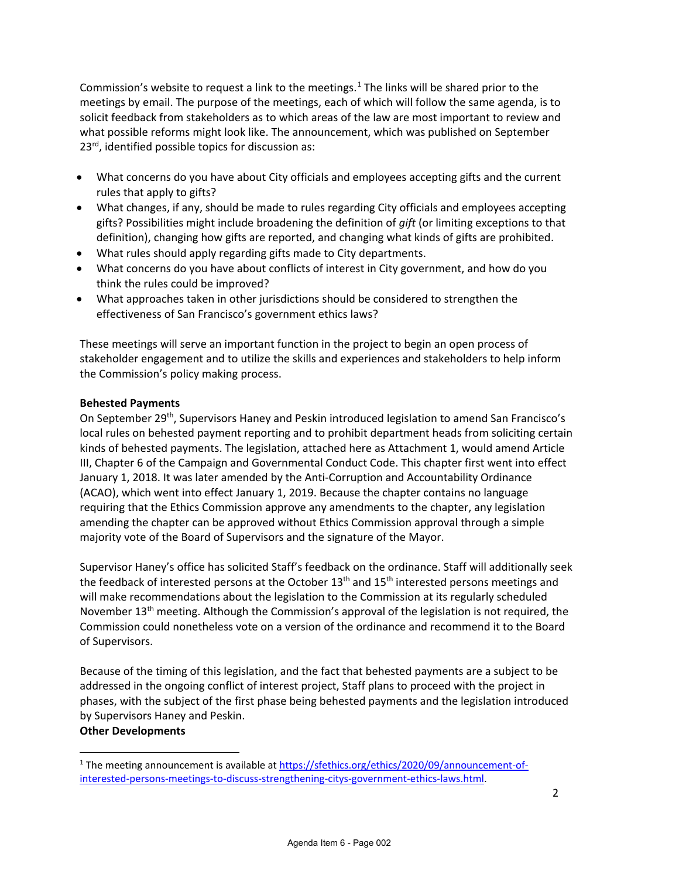Commission's website to request a link to the meetings.[1] The links will be shared prior to the meetings by email. The purpose of the meetings, each of which will follow the same agenda, is to solicit feedback from stakeholders as to which areas of the law are most important to review and what possible reforms might look like. The announcement, which was published on September 23rd, identified possible topics for discussion as:

- What concerns do you have about City officials and employees accepting gifts and the current rules that apply to gifts?
- What changes, if any, should be made to rules regarding City officials and employees accepting gifts? Possibilities might include broadening the definition of *gift* (or limiting exceptions to that definition), changing how gifts are reported, and changing what kinds of gifts are prohibited.
- What rules should apply regarding gifts made to City departments.
- What concerns do you have about conflicts of interest in City government, and how do you think the rules could be improved?
- What approaches taken in other jurisdictions should be considered to strengthen the effectiveness of San Francisco's government ethics laws?

These meetings will serve an important function in the project to begin an open process of stakeholder engagement and to utilize the skills and experiences and stakeholders to help inform the Commission's policy making process.

**Behested Payments**

On September 29th, Supervisors Haney and Peskin introduced legislation to amend San Francisco's local rules on behested payment reporting and to prohibit department heads from soliciting certain kinds of behested payments. The legislation, attached here as Attachment 1, would amend Article III, Chapter 6 of the Campaign and Governmental Conduct Code. This chapter first went into effect January 1, 2018. It was later amended by the Anti-Corruption and Accountability Ordinance (ACAO), which went into effect January 1, 2019. Because the chapter contains no language requiring that the Ethics Commission approve any amendments to the chapter, any legislation amending the chapter can be approved without Ethics Commission approval through a simple majority vote of the Board of Supervisors and the signature of the Mayor.

Supervisor Haney's office has solicited Staff's feedback on the ordinance. Staff will additionally seek the feedback of interested persons at the October 13th and 15th interested persons meetings and will make recommendations about the legislation to the Commission at its regularly scheduled November 13th meeting. Although the Commission's approval of the legislation is not required, the Commission could nonetheless vote on a version of the ordinance and recommend it to the Board of Supervisors.

Because of the timing of this legislation, and the fact that behested payments are a subject to be addressed in the ongoing conflict of interest project, Staff plans to proceed with the project in phases, with the subject of the first phase being behested payments and the legislation introduced by Supervisors Haney and Peskin.

**Other Developments**

[1] The meeting announcement is available at https://sfethics.org/ethics/2020/09/announcement-of-interested-persons-meetings-to-discuss-strengthening-citys-government-ethics-laws.html.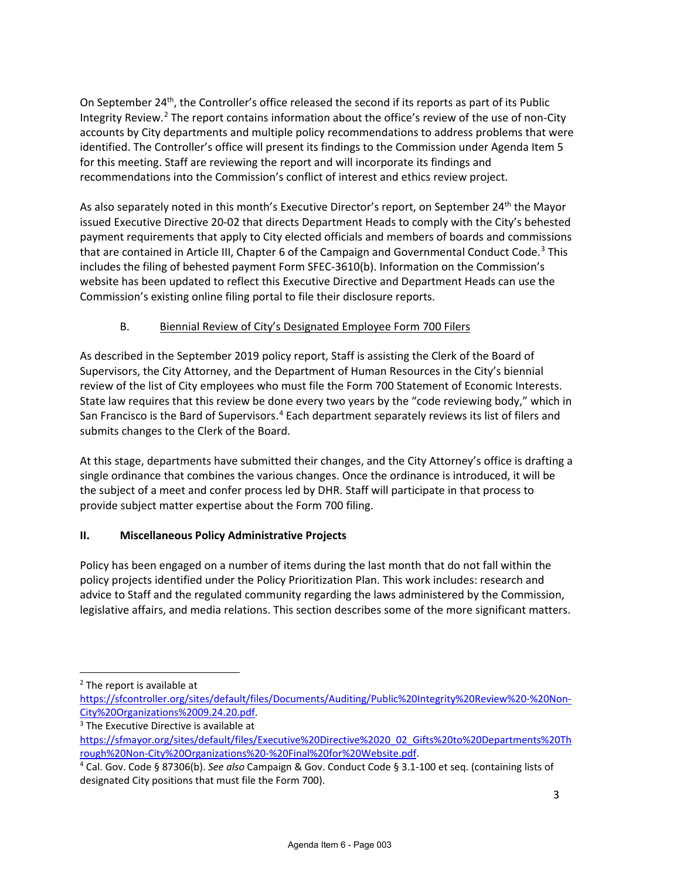On September 24th, the Controller's office released the second if its reports as part of its Public Integrity Review.[2] The report contains information about the office's review of the use of non-City accounts by City departments and multiple policy recommendations to address problems that were identified. The Controller's office will present its findings to the Commission under Agenda Item 5 for this meeting. Staff are reviewing the report and will incorporate its findings and recommendations into the Commission's conflict of interest and ethics review project.

As also separately noted in this month's Executive Director's report, on September 24th the Mayor issued Executive Directive 20-02 that directs Department Heads to comply with the City's behested payment requirements that apply to City elected officials and members of boards and commissions that are contained in Article III, Chapter 6 of the Campaign and Governmental Conduct Code.[3] This includes the filing of behested payment Form SFEC-3610(b). Information on the Commission's website has been updated to reflect this Executive Directive and Department Heads can use the Commission's existing online filing portal to file their disclosure reports.

### B. Biennial Review of City's Designated Employee Form 700 Filers

As described in the September 2019 policy report, Staff is assisting the Clerk of the Board of Supervisors, the City Attorney, and the Department of Human Resources in the City's biennial review of the list of City employees who must file the Form 700 Statement of Economic Interests. State law requires that this review be done every two years by the "code reviewing body," which in San Francisco is the Bard of Supervisors.[4] Each department separately reviews its list of filers and submits changes to the Clerk of the Board.

At this stage, departments have submitted their changes, and the City Attorney's office is drafting a single ordinance that combines the various changes. Once the ordinance is introduced, it will be the subject of a meet and confer process led by DHR. Staff will participate in that process to provide subject matter expertise about the Form 700 filing.

## II. Miscellaneous Policy Administrative Projects

Policy has been engaged on a number of items during the last month that do not fall within the policy projects identified under the Policy Prioritization Plan. This work includes: research and advice to Staff and the regulated community regarding the laws administered by the Commission, legislative affairs, and media relations. This section describes some of the more significant matters.

---

[2] The report is available at https://sfcontroller.org/sites/default/files/Documents/Auditing/Public%20Integrity%20Review%20-%20Non-City%20Organizations%2009.24.20.pdf.

[3] The Executive Directive is available at https://sfmayor.org/sites/default/files/Executive%20Directive%2020_02_Gifts%20to%20Departments%20Through%20Non-City%20Organizations%20-%20Final%20for%20Website.pdf.

[4] Cal. Gov. Code § 87306(b). *See also* Campaign & Gov. Conduct Code § 3.1-100 et seq. (containing lists of designated City positions that must file the Form 700).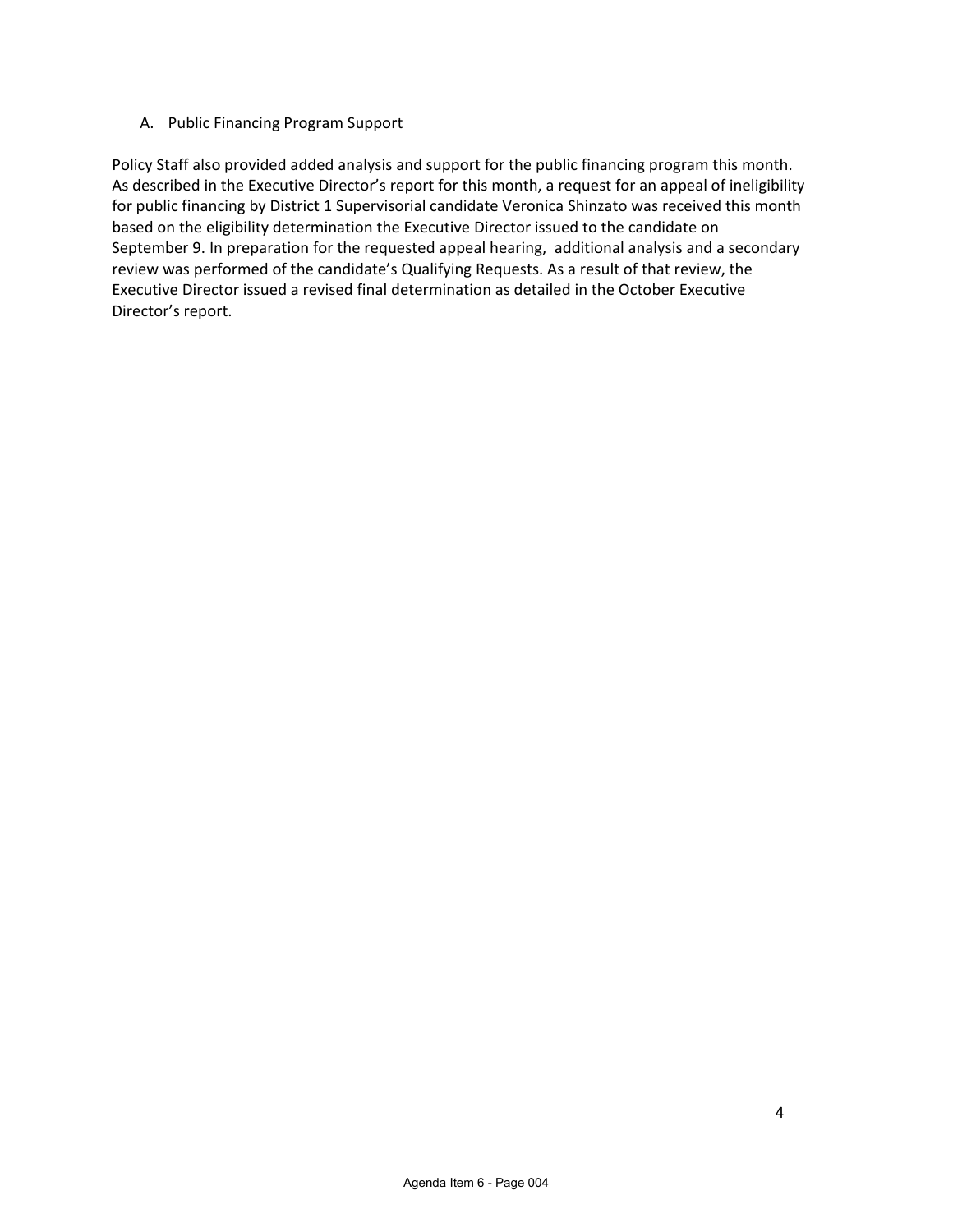### A. Public Financing Program Support

Policy Staff also provided added analysis and support for the public financing program this month. As described in the Executive Director's report for this month, a request for an appeal of ineligibility for public financing by District 1 Supervisorial candidate Veronica Shinzato was received this month based on the eligibility determination the Executive Director issued to the candidate on September 9. In preparation for the requested appeal hearing, additional analysis and a secondary review was performed of the candidate's Qualifying Requests. As a result of that review, the Executive Director issued a revised final determination as detailed in the October Executive Director's report.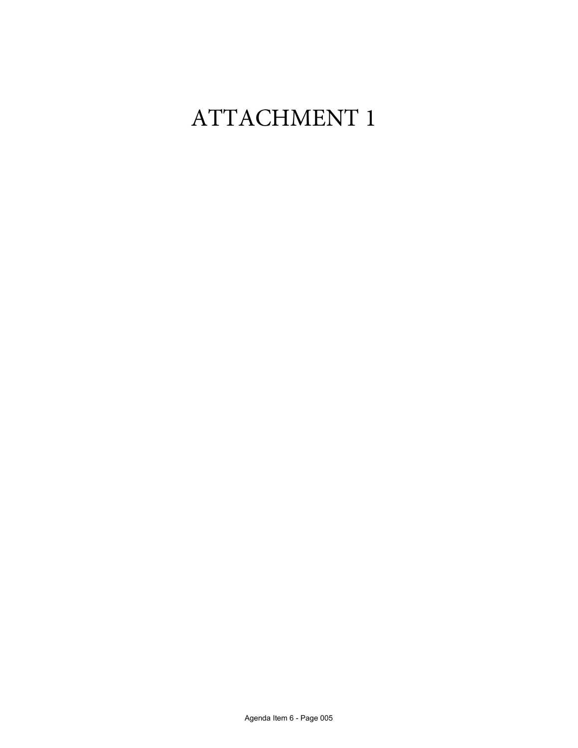# ATTACHMENT 1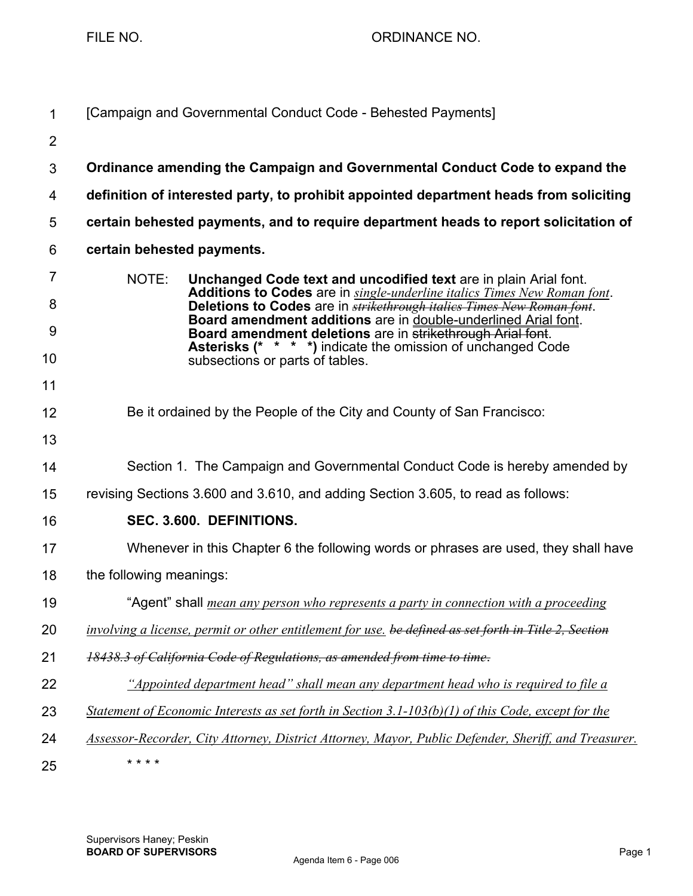FILE NO. ORDINANCE NO.

[Campaign and Governmental Conduct Code - Behested Payments]

**Ordinance amending the Campaign and Governmental Conduct Code to expand the definition of interested party, to prohibit appointed department heads from soliciting certain behested payments, and to require department heads to report solicitation of certain behested payments.**

NOTE: **Unchanged Code text and uncodified text** are in plain Arial font. **Additions to Codes** are in *single-underline italics Times New Roman font*. **Deletions to Codes** are in ~~*strikethrough italics Times New Roman font*~~. **Board amendment additions** are in double-underlined Arial font. **Board amendment deletions** are in ~~strikethrough Arial font~~. **Asterisks (\* \* \* \*)** indicate the omission of unchanged Code subsections or parts of tables.

Be it ordained by the People of the City and County of San Francisco:

Section 1. The Campaign and Governmental Conduct Code is hereby amended by revising Sections 3.600 and 3.610, and adding Section 3.605, to read as follows:

**SEC. 3.600. DEFINITIONS.**

Whenever in this Chapter 6 the following words or phrases are used, they shall have the following meanings:

"Agent" shall *mean any person who represents a party in connection with a proceeding involving a license, permit or other entitlement for use.* ~~*be defined as set forth in Title 2, Section 18438.3 of California Code of Regulations, as amended from time to time.*~~

*"Appointed department head" shall mean any department head who is required to file a Statement of Economic Interests as set forth in Section 3.1-103(b)(1) of this Code, except for the Assessor-Recorder, City Attorney, District Attorney, Mayor, Public Defender, Sheriff, and Treasurer.*

\* \* \* \*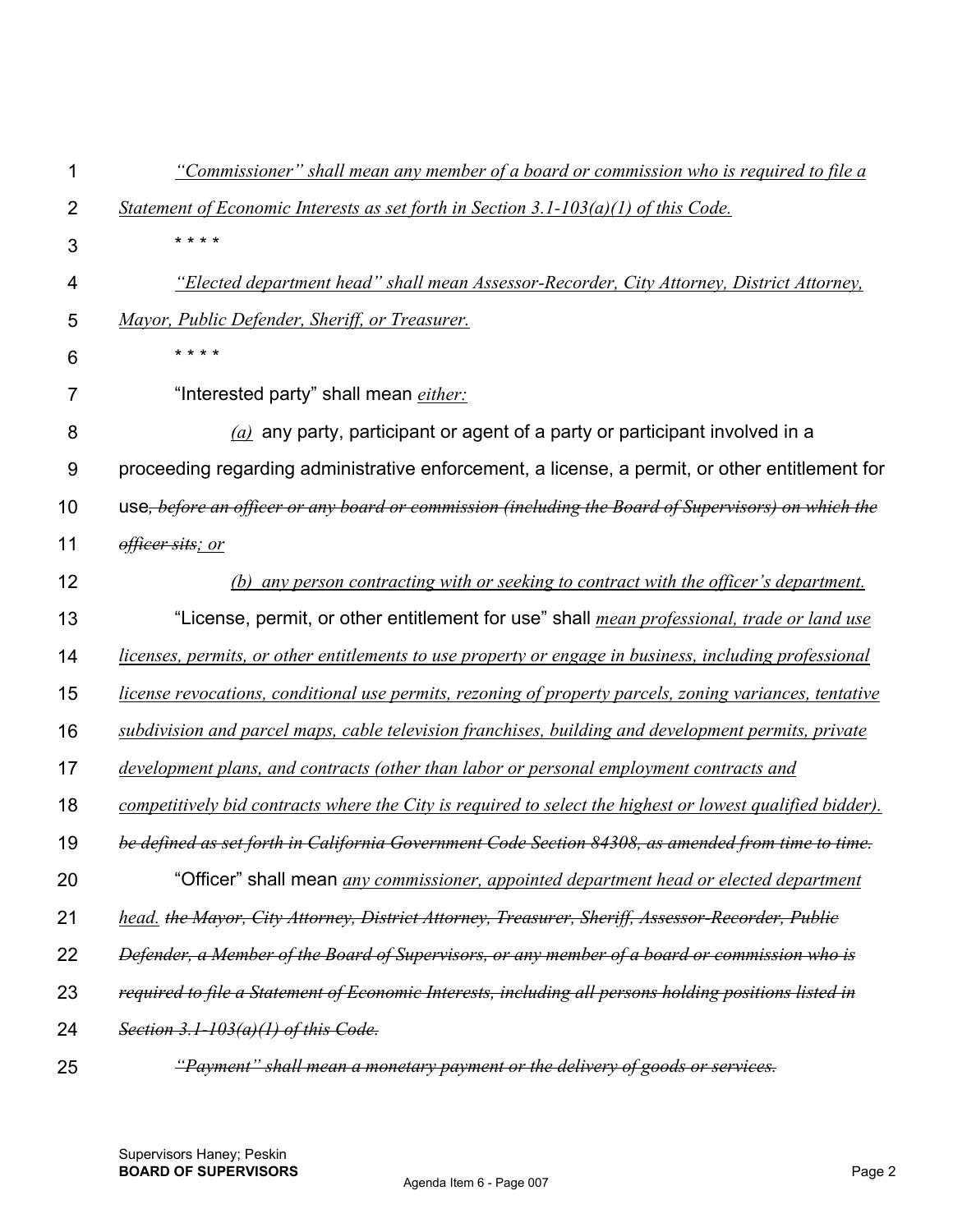*“Commissioner” shall mean any member of a board or commission who is required to file a Statement of Economic Interests as set forth in Section 3.1-103(a)(1) of this Code.*

* * * *

*“Elected department head” shall mean Assessor-Recorder, City Attorney, District Attorney, Mayor, Public Defender, Sheriff, or Treasurer.*

* * * *

“Interested party” shall mean *either:*

*(a)* any party, participant or agent of a party or participant involved in a proceeding regarding administrative enforcement, a license, a permit, or other entitlement for use~~, before an officer or any board or commission (including the Board of Supervisors) on which the officer sits~~*; or*

*(b) any person contracting with or seeking to contract with the officer’s department.*

“License, permit, or other entitlement for use” shall *mean professional, trade or land use licenses, permits, or other entitlements to use property or engage in business, including professional license revocations, conditional use permits, rezoning of property parcels, zoning variances, tentative subdivision and parcel maps, cable television franchises, building and development permits, private development plans, and contracts (other than labor or personal employment contracts and competitively bid contracts where the City is required to select the highest or lowest qualified bidder).* ~~be defined as set forth in California Government Code Section 84308, as amended from time to time.~~

“Officer” shall mean *any commissioner, appointed department head or elected department head.* ~~the Mayor, City Attorney, District Attorney, Treasurer, Sheriff, Assessor-Recorder, Public Defender, a Member of the Board of Supervisors, or any member of a board or commission who is required to file a Statement of Economic Interests, including all persons holding positions listed in Section 3.1-103(a)(1) of this Code.~~

~~“Payment” shall mean a monetary payment or the delivery of goods or services.~~

Supervisors Haney; Peskin
**BOARD OF SUPERVISORS**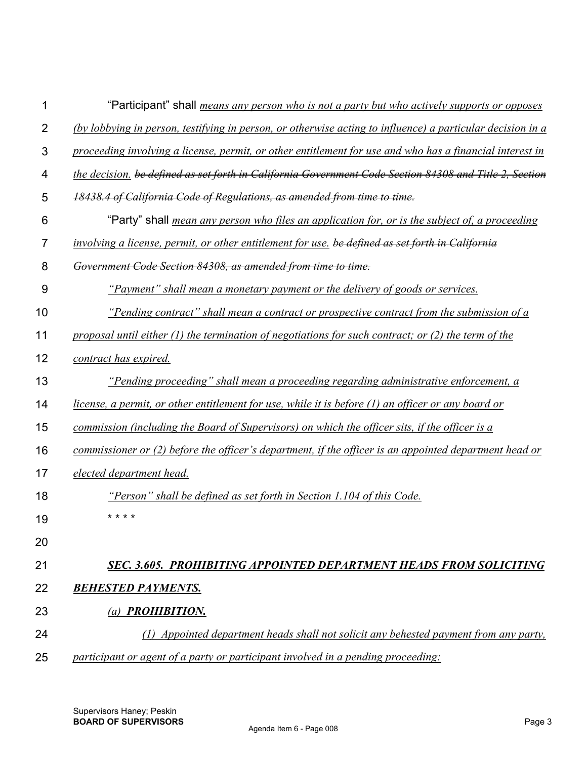"Participant" shall *means any person who is not a party but who actively supports or opposes (by lobbying in person, testifying in person, or otherwise acting to influence) a particular decision in a proceeding involving a license, permit, or other entitlement for use and who has a financial interest in the decision.* ~~be defined as set forth in California Government Code Section 84308 and Title 2, Section 18438.4 of California Code of Regulations, as amended from time to time.~~

"Party" shall *mean any person who files an application for, or is the subject of, a proceeding involving a license, permit, or other entitlement for use.* ~~be defined as set forth in California Government Code Section 84308, as amended from time to time.~~

*"Payment" shall mean a monetary payment or the delivery of goods or services.*

*"Pending contract" shall mean a contract or prospective contract from the submission of a proposal until either (1) the termination of negotiations for such contract; or (2) the term of the contract has expired.*

*"Pending proceeding" shall mean a proceeding regarding administrative enforcement, a license, a permit, or other entitlement for use, while it is before (1) an officer or any board or commission (including the Board of Supervisors) on which the officer sits, if the officer is a commissioner or (2) before the officer's department, if the officer is an appointed department head or elected department head.*

*"Person" shall be defined as set forth in Section 1.104 of this Code.*

\* \* \* \*

***SEC. 3.605. PROHIBITING APPOINTED DEPARTMENT HEADS FROM SOLICITING BEHESTED PAYMENTS.***

*(a) **PROHIBITION.***

*(1) Appointed department heads shall not solicit any behested payment from any party, participant or agent of a party or participant involved in a pending proceeding:*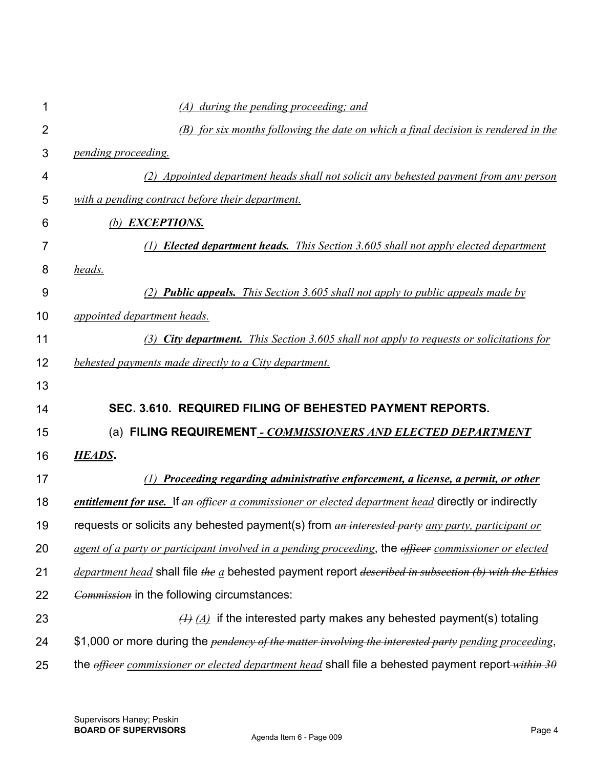*(A) during the pending proceeding; and*

*(B) for six months following the date on which a final decision is rendered in the pending proceeding.*

*(2) Appointed department heads shall not solicit any behested payment from any person with a pending contract before their department.*

*(b) **EXCEPTIONS.***

*(1) **Elected department heads.** This Section 3.605 shall not apply elected department heads.*

*(2) **Public appeals.** This Section 3.605 shall not apply to public appeals made by appointed department heads.*

*(3) **City department.** This Section 3.605 shall not apply to requests or solicitations for behested payments made directly to a City department.*

**SEC. 3.610. REQUIRED FILING OF BEHESTED PAYMENT REPORTS.**

(a) **FILING REQUIREMENT *- COMMISSIONERS AND ELECTED DEPARTMENT HEADS*.**

***(1) Proceeding regarding administrative enforcement, a license, a permit, or other entitlement for use.*** If ~~*an officer*~~ *a commissioner or elected department head* directly or indirectly requests or solicits any behested payment(s) from ~~*an interested party*~~ *any party, participant or agent of a party or participant involved in a pending proceeding*, the ~~*officer*~~ *commissioner or elected department head* shall file ~~*the*~~ *a* behested payment report ~~*described in subsection (b) with the Ethics Commission*~~ in the following circumstances:

~~*(1)*~~ *(A)* if the interested party makes any behested payment(s) totaling $1,000 or more during the ~~*pendency of the matter involving the interested party*~~ *pending proceeding*, the ~~*officer*~~ *commissioner or elected department head* shall file a behested payment report ~~*within 30*~~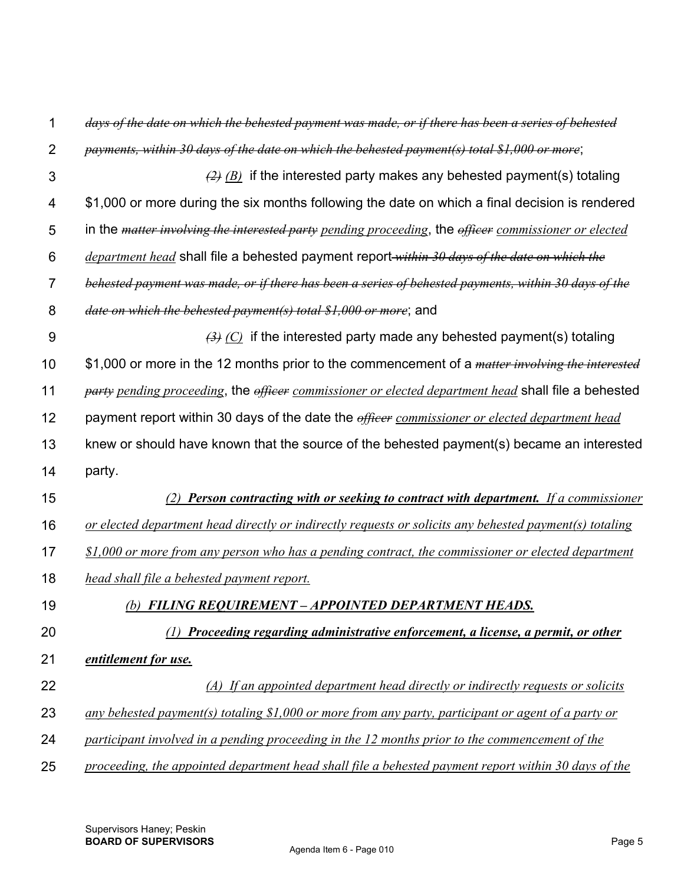~~*days of the date on which the behested payment was made, or if there has been a series of behested payments, within 30 days of the date on which the behested payment(s) total $1,000 or more*~~;

~~*(2)*~~ <u>*(B)*</u> if the interested party makes any behested payment(s) totaling $1,000 or more during the six months following the date on which a final decision is rendered in the ~~*matter involving the interested party*~~ <u>*pending proceeding*</u>, the ~~*officer*~~ <u>*commissioner or elected department head*</u> shall file a behested payment report ~~*within 30 days of the date on which the behested payment was made, or if there has been a series of behested payments, within 30 days of the date on which the behested payment(s) total $1,000 or more*~~; and

~~*(3)*~~ <u>*(C)*</u> if the interested party made any behested payment(s) totaling $1,000 or more in the 12 months prior to the commencement of a ~~*matter involving the interested party*~~ <u>*pending proceeding*</u>, the ~~*officer*~~ <u>*commissioner or elected department head*</u> shall file a behested payment report within 30 days of the date the ~~*officer*~~ <u>*commissioner or elected department head*</u> knew or should have known that the source of the behested payment(s) became an interested party.

<u>*(2) **Person contracting with or seeking to contract with department.** If a commissioner or elected department head directly or indirectly requests or solicits any behested payment(s) totaling $1,000 or more from any person who has a pending contract, the commissioner or elected department head shall file a behested payment report.*</u>

<u>***(b) FILING REQUIREMENT – APPOINTED DEPARTMENT HEADS.***</u>

<u>***(1) Proceeding regarding administrative enforcement, a license, a permit, or other entitlement for use.***</u>

<u>*(A) If an appointed department head directly or indirectly requests or solicits any behested payment(s) totaling $1,000 or more from any party, participant or agent of a party or participant involved in a pending proceeding in the 12 months prior to the commencement of the proceeding, the appointed department head shall file a behested payment report within 30 days of the*</u>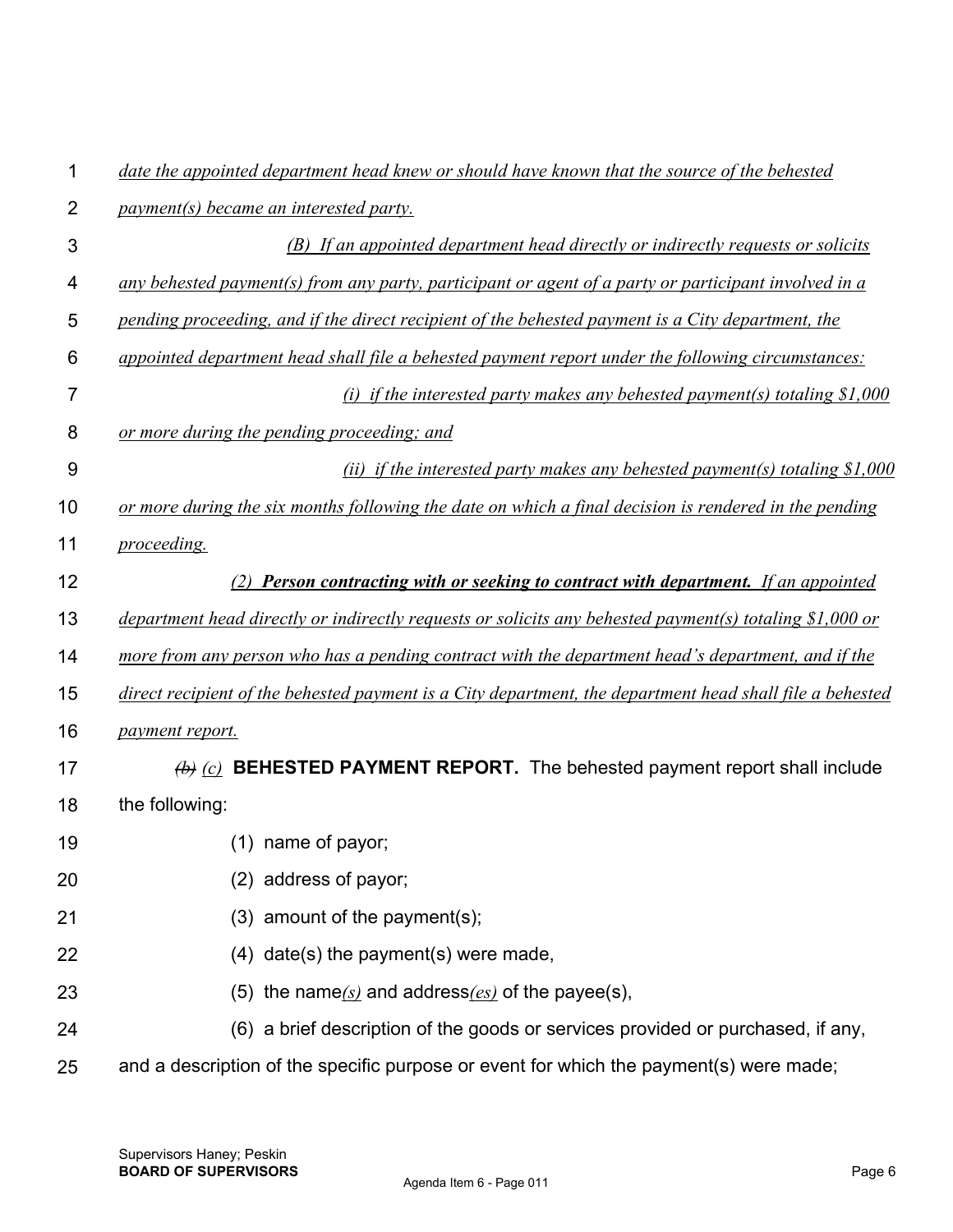*date the appointed department head knew or should have known that the source of the behested payment(s) became an interested party.*

*(B) If an appointed department head directly or indirectly requests or solicits any behested payment(s) from any party, participant or agent of a party or participant involved in a pending proceeding, and if the direct recipient of the behested payment is a City department, the appointed department head shall file a behested payment report under the following circumstances:*

*(i) if the interested party makes any behested payment(s) totaling $1,000 or more during the pending proceeding; and*

*(ii) if the interested party makes any behested payment(s) totaling $1,000 or more during the six months following the date on which a final decision is rendered in the pending proceeding.*

*(2) **Person contracting with or seeking to contract with department.** If an appointed department head directly or indirectly requests or solicits any behested payment(s) totaling $1,000 or more from any person who has a pending contract with the department head's department, and if the direct recipient of the behested payment is a City department, the department head shall file a behested payment report.*

~~(b)~~ *(c)* **BEHESTED PAYMENT REPORT.** The behested payment report shall include the following:

(1) name of payor;

(2) address of payor;

(3) amount of the payment(s);

(4) date(s) the payment(s) were made,

(5) the name*(s)* and address*(es)* of the payee(s),

(6) a brief description of the goods or services provided or purchased, if any, and a description of the specific purpose or event for which the payment(s) were made;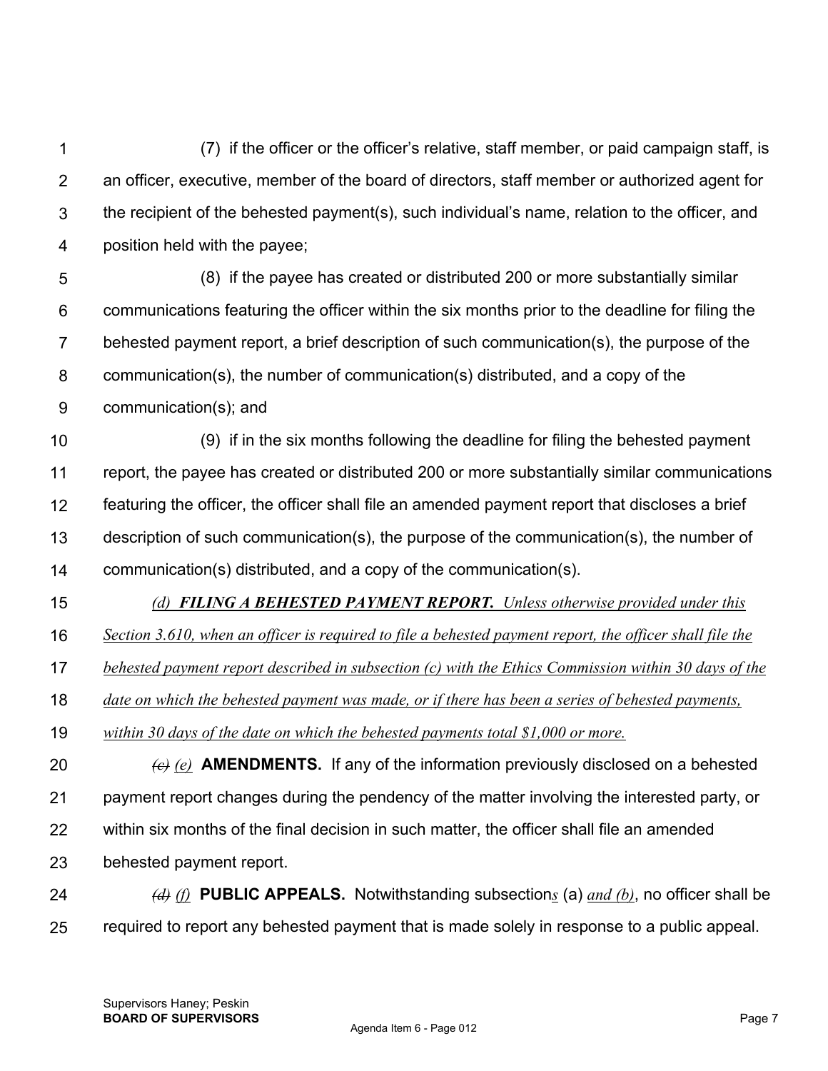(7) if the officer or the officer's relative, staff member, or paid campaign staff, is an officer, executive, member of the board of directors, staff member or authorized agent for the recipient of the behested payment(s), such individual's name, relation to the officer, and position held with the payee;

(8) if the payee has created or distributed 200 or more substantially similar communications featuring the officer within the six months prior to the deadline for filing the behested payment report, a brief description of such communication(s), the purpose of the communication(s), the number of communication(s) distributed, and a copy of the communication(s); and

(9) if in the six months following the deadline for filing the behested payment report, the payee has created or distributed 200 or more substantially similar communications featuring the officer, the officer shall file an amended payment report that discloses a brief description of such communication(s), the purpose of the communication(s), the number of communication(s) distributed, and a copy of the communication(s).

<u>*(d) **FILING A BEHESTED PAYMENT REPORT.** Unless otherwise provided under this Section 3.610, when an officer is required to file a behested payment report, the officer shall file the behested payment report described in subsection (c) with the Ethics Commission within 30 days of the date on which the behested payment was made, or if there has been a series of behested payments, within 30 days of the date on which the behested payments total $1,000 or more.*</u>

~~*(c)*~~ <u>*(e)*</u> **AMENDMENTS.** If any of the information previously disclosed on a behested payment report changes during the pendency of the matter involving the interested party, or within six months of the final decision in such matter, the officer shall file an amended behested payment report.

~~*(d)*~~ <u>*(f)*</u> **PUBLIC APPEALS.** Notwithstanding subsection<u>*s*</u> (a) <u>*and (b)*</u>, no officer shall be required to report any behested payment that is made solely in response to a public appeal.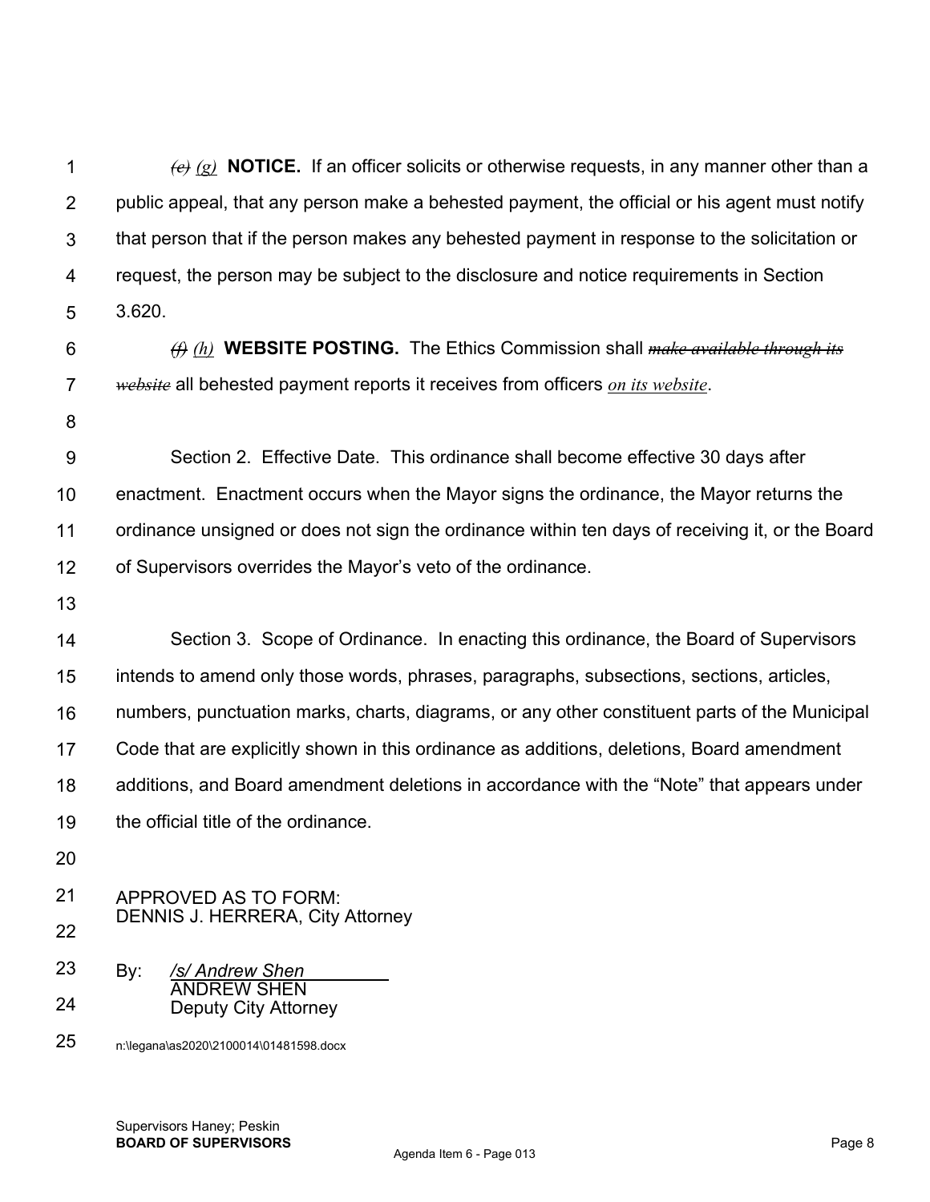~~*(e)*~~ *(g)* **NOTICE.** If an officer solicits or otherwise requests, in any manner other than a public appeal, that any person make a behested payment, the official or his agent must notify that person that if the person makes any behested payment in response to the solicitation or request, the person may be subject to the disclosure and notice requirements in Section 3.620.

~~*(f)*~~ *(h)* **WEBSITE POSTING.** The Ethics Commission shall ~~*make available through its website*~~ all behested payment reports it receives from officers *on its website*.

Section 2. Effective Date. This ordinance shall become effective 30 days after enactment. Enactment occurs when the Mayor signs the ordinance, the Mayor returns the ordinance unsigned or does not sign the ordinance within ten days of receiving it, or the Board of Supervisors overrides the Mayor's veto of the ordinance.

Section 3. Scope of Ordinance. In enacting this ordinance, the Board of Supervisors intends to amend only those words, phrases, paragraphs, subsections, sections, articles, numbers, punctuation marks, charts, diagrams, or any other constituent parts of the Municipal Code that are explicitly shown in this ordinance as additions, deletions, Board amendment additions, and Board amendment deletions in accordance with the "Note" that appears under the official title of the ordinance.

APPROVED AS TO FORM:
DENNIS J. HERRERA, City Attorney

By: */s/ Andrew Shen*
ANDREW SHEN
Deputy City Attorney

n:\legana\as2020\2100014\01481598.docx